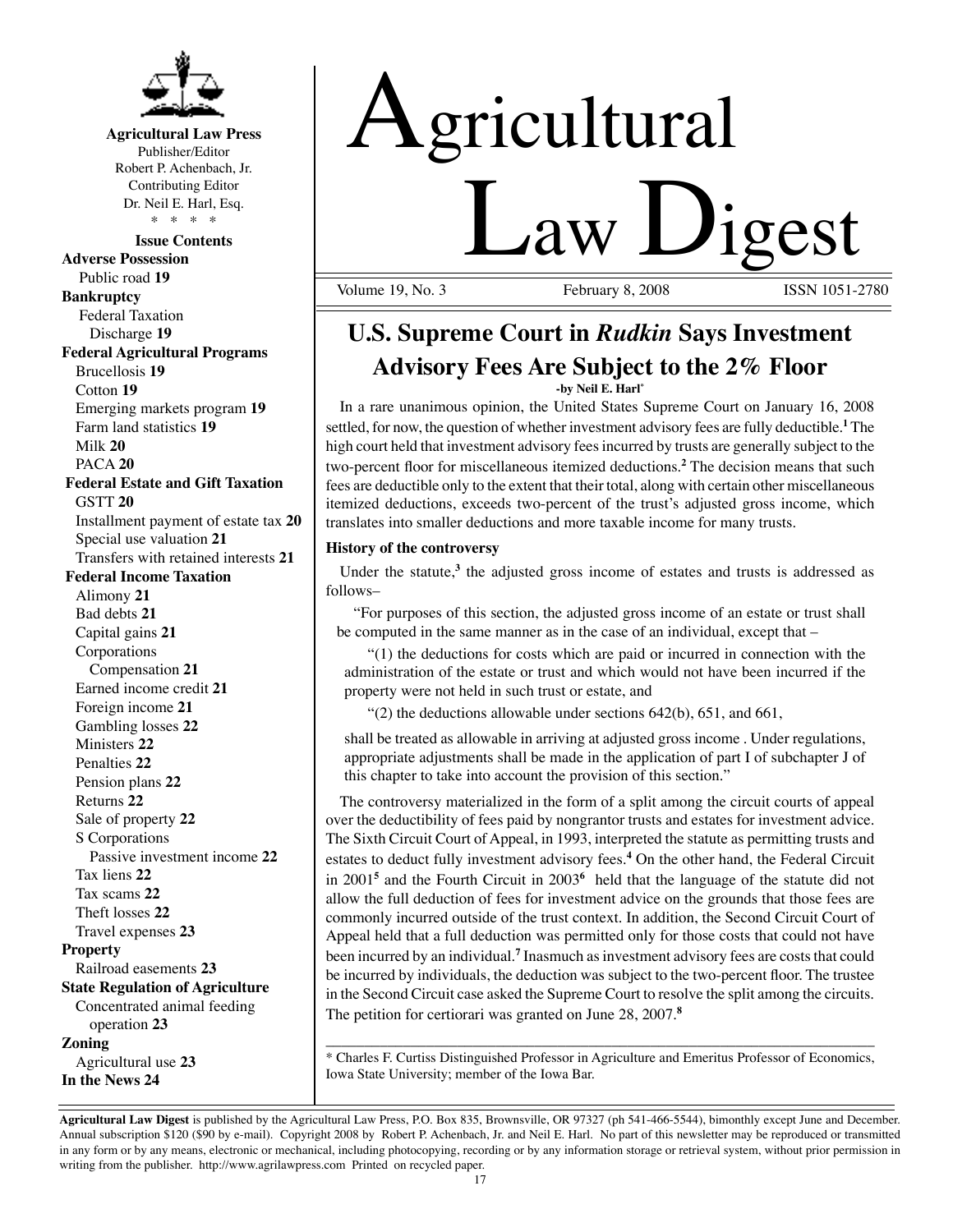**Agricultural Law Press**
Publisher/Editor
Robert P. Achenbach, Jr.
Contributing Editor
Dr. Neil E. Harl, Esq.
\* \* \* \*

**Issue Contents**

**Adverse Possession**
- Public road **19**

**Bankruptcy**
- Federal Taxation
  - Discharge **19**

**Federal Agricultural Programs**
- Brucellosis **19**
- Cotton **19**
- Emerging markets program **19**
- Farm land statistics **19**
- Milk **20**
- PACA **20**

**Federal Estate and Gift Taxation**
- GSTT **20**
- Installment payment of estate tax **20**
- Special use valuation **21**
- Transfers with retained interests **21**

**Federal Income Taxation**
- Alimony **21**
- Bad debts **21**
- Capital gains **21**
- Corporations
  - Compensation **21**
- Earned income credit **21**
- Foreign income **21**
- Gambling losses **22**
- Ministers **22**
- Penalties **22**
- Pension plans **22**
- Returns **22**
- Sale of property **22**
- S Corporations
  - Passive investment income **22**
- Tax liens **22**
- Tax scams **22**
- Theft losses **22**
- Travel expenses **23**

**Property**
- Railroad easements **23**

**State Regulation of Agriculture**
- Concentrated animal feeding operation **23**

**Zoning**
- Agricultural use **23**

**In the News 24**

# Agricultural Law Digest

Volume 19, No. 3 February 8, 2008 ISSN 1051-2780

## U.S. Supreme Court in *Rudkin* Says Investment Advisory Fees Are Subject to the 2% Floor

**-by Neil E. Harl***

In a rare unanimous opinion, the United States Supreme Court on January 16, 2008 settled, for now, the question of whether investment advisory fees are fully deductible.[1] The high court held that investment advisory fees incurred by trusts are generally subject to the two-percent floor for miscellaneous itemized deductions.[2] The decision means that such fees are deductible only to the extent that their total, along with certain other miscellaneous itemized deductions, exceeds two-percent of the trust's adjusted gross income, which translates into smaller deductions and more taxable income for many trusts.

### History of the controversy

Under the statute,[3] the adjusted gross income of estates and trusts is addressed as follows–

> "For purposes of this section, the adjusted gross income of an estate or trust shall be computed in the same manner as in the case of an individual, except that –
>
> "(1) the deductions for costs which are paid or incurred in connection with the administration of the estate or trust and which would not have been incurred if the property were not held in such trust or estate, and
>
> "(2) the deductions allowable under sections 642(b), 651, and 661,
>
> shall be treated as allowable in arriving at adjusted gross income . Under regulations, appropriate adjustments shall be made in the application of part I of subchapter J of this chapter to take into account the provision of this section."

The controversy materialized in the form of a split among the circuit courts of appeal over the deductibility of fees paid by nongrantor trusts and estates for investment advice. The Sixth Circuit Court of Appeal, in 1993, interpreted the statute as permitting trusts and estates to deduct fully investment advisory fees.[4] On the other hand, the Federal Circuit in 2001[5] and the Fourth Circuit in 2003[6] held that the language of the statute did not allow the full deduction of fees for investment advice on the grounds that those fees are commonly incurred outside of the trust context. In addition, the Second Circuit Court of Appeal held that a full deduction was permitted only for those costs that could not have been incurred by an individual.[7] Inasmuch as investment advisory fees are costs that could be incurred by individuals, the deduction was subject to the two-percent floor. The trustee in the Second Circuit case asked the Supreme Court to resolve the split among the circuits. The petition for certiorari was granted on June 28, 2007.[8]

---

\* Charles F. Curtiss Distinguished Professor in Agriculture and Emeritus Professor of Economics, Iowa State University; member of the Iowa Bar.

**Agricultural Law Digest** is published by the Agricultural Law Press, P.O. Box 835, Brownsville, OR 97327 (ph 541-466-5544), bimonthly except June and December. Annual subscription $120 ($90 by e-mail). Copyright 2008 by Robert P. Achenbach, Jr. and Neil E. Harl. No part of this newsletter may be reproduced or transmitted in any form or by any means, electronic or mechanical, including photocopying, recording or by any information storage or retrieval system, without prior permission in writing from the publisher. http://www.agrilawpress.com Printed on recycled paper.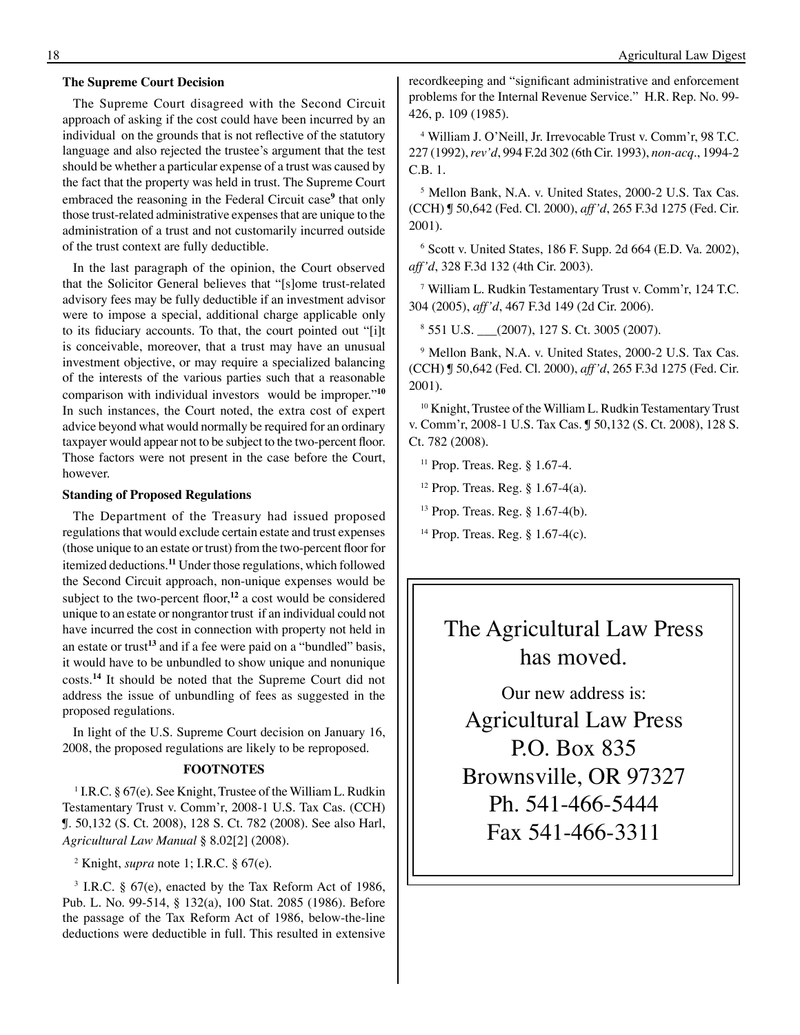**The Supreme Court Decision**

The Supreme Court disagreed with the Second Circuit approach of asking if the cost could have been incurred by an individual on the grounds that is not reflective of the statutory language and also rejected the trustee's argument that the test should be whether a particular expense of a trust was caused by the fact that the property was held in trust. The Supreme Court embraced the reasoning in the Federal Circuit case[9] that only those trust-related administrative expenses that are unique to the administration of a trust and not customarily incurred outside of the trust context are fully deductible.

In the last paragraph of the opinion, the Court observed that the Solicitor General believes that "[s]ome trust-related advisory fees may be fully deductible if an investment advisor were to impose a special, additional charge applicable only to its fiduciary accounts. To that, the court pointed out "[i]t is conceivable, moreover, that a trust may have an unusual investment objective, or may require a specialized balancing of the interests of the various parties such that a reasonable comparison with individual investors would be improper."[10] In such instances, the Court noted, the extra cost of expert advice beyond what would normally be required for an ordinary taxpayer would appear not to be subject to the two-percent floor. Those factors were not present in the case before the Court, however.

**Standing of Proposed Regulations**

The Department of the Treasury had issued proposed regulations that would exclude certain estate and trust expenses (those unique to an estate or trust) from the two-percent floor for itemized deductions.[11] Under those regulations, which followed the Second Circuit approach, non-unique expenses would be subject to the two-percent floor,[12] a cost would be considered unique to an estate or nongrantor trust if an individual could not have incurred the cost in connection with property not held in an estate or trust[13] and if a fee were paid on a "bundled" basis, it would have to be unbundled to show unique and nonunique costs.[14] It should be noted that the Supreme Court did not address the issue of unbundling of fees as suggested in the proposed regulations.

In light of the U.S. Supreme Court decision on January 16, 2008, the proposed regulations are likely to be reproposed.

**FOOTNOTES**

[1] I.R.C. § 67(e). See Knight, Trustee of the William L. Rudkin Testamentary Trust v. Comm'r, 2008-1 U.S. Tax Cas. (CCH) ¶. 50,132 (S. Ct. 2008), 128 S. Ct. 782 (2008). See also Harl, *Agricultural Law Manual* § 8.02[2] (2008).

[2] Knight, *supra* note 1; I.R.C. § 67(e).

[3] I.R.C. § 67(e), enacted by the Tax Reform Act of 1986, Pub. L. No. 99-514, § 132(a), 100 Stat. 2085 (1986). Before the passage of the Tax Reform Act of 1986, below-the-line deductions were deductible in full. This resulted in extensive recordkeeping and "significant administrative and enforcement problems for the Internal Revenue Service." H.R. Rep. No. 99-426, p. 109 (1985).

[4] William J. O'Neill, Jr. Irrevocable Trust v. Comm'r, 98 T.C. 227 (1992), *rev'd*, 994 F.2d 302 (6th Cir. 1993), *non-acq*., 1994-2 C.B. 1.

[5] Mellon Bank, N.A. v. United States, 2000-2 U.S. Tax Cas. (CCH) ¶ 50,642 (Fed. Cl. 2000), *aff'd*, 265 F.3d 1275 (Fed. Cir. 2001).

[6] Scott v. United States, 186 F. Supp. 2d 664 (E.D. Va. 2002), *aff'd*, 328 F.3d 132 (4th Cir. 2003).

[7] William L. Rudkin Testamentary Trust v. Comm'r, 124 T.C. 304 (2005), *aff'd*, 467 F.3d 149 (2d Cir. 2006).

[8] 551 U.S. ___(2007), 127 S. Ct. 3005 (2007).

[9] Mellon Bank, N.A. v. United States, 2000-2 U.S. Tax Cas. (CCH) ¶ 50,642 (Fed. Cl. 2000), *aff'd*, 265 F.3d 1275 (Fed. Cir. 2001).

[10] Knight, Trustee of the William L. Rudkin Testamentary Trust v. Comm'r, 2008-1 U.S. Tax Cas. ¶ 50,132 (S. Ct. 2008), 128 S. Ct. 782 (2008).

[11] Prop. Treas. Reg. § 1.67-4.

[12] Prop. Treas. Reg. § 1.67-4(a).

[13] Prop. Treas. Reg. § 1.67-4(b).

[14] Prop. Treas. Reg. § 1.67-4(c).

The Agricultural Law Press has moved.

Our new address is:

Agricultural Law Press
P.O. Box 835
Brownsville, OR 97327
Ph. 541-466-5444
Fax 541-466-3311